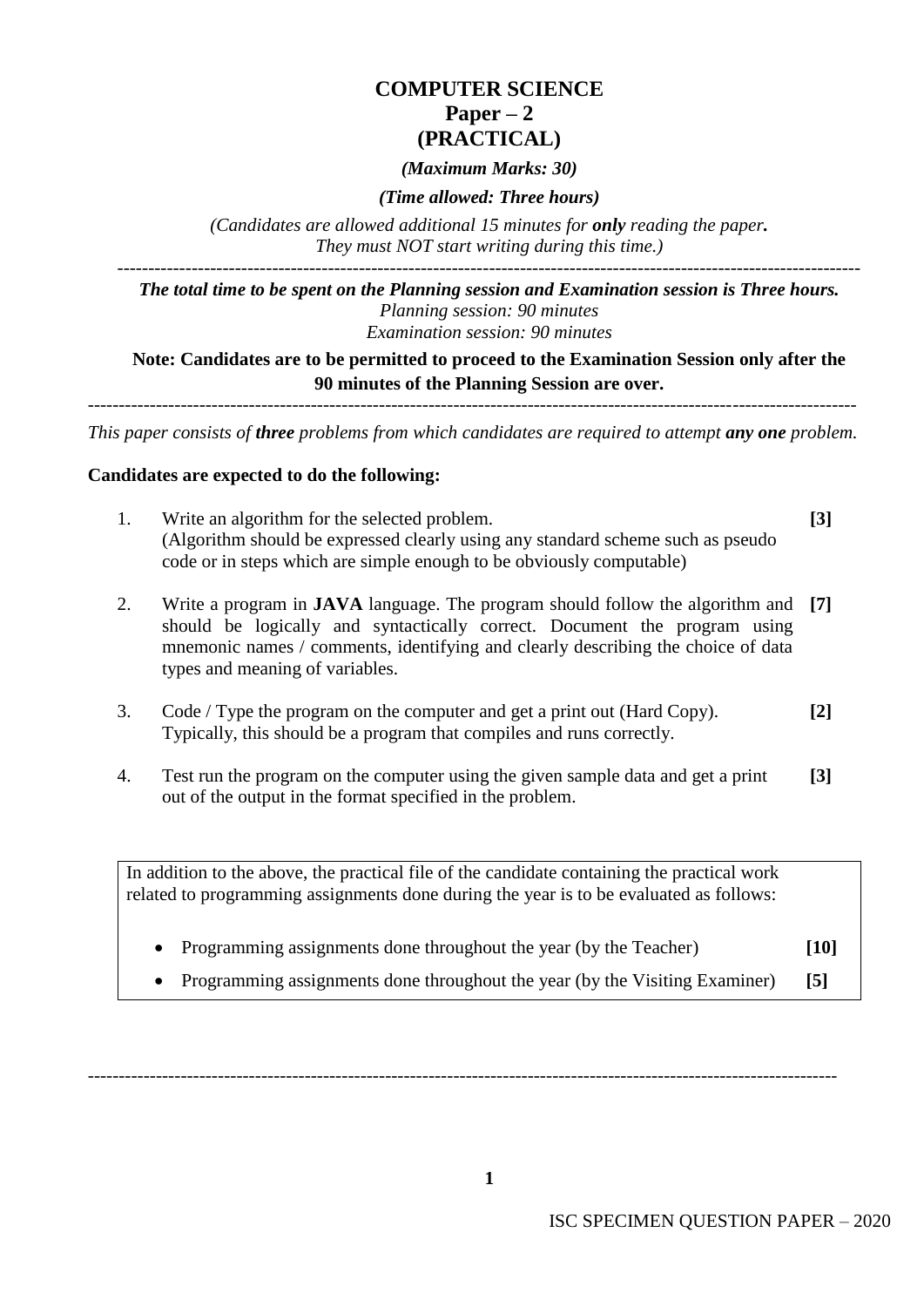# COMPUTER SCIENCE
## Paper – 2
## (PRACTICAL)

*(Maximum Marks: 30)*

*(Time allowed: Three hours)*

*(Candidates are allowed additional 15 minutes for **only** reading the paper. They must NOT start writing during this time.)*

---

***The total time to be spent on the Planning session and Examination session is Three hours.***

*Planning session: 90 minutes*

*Examination session: 90 minutes*

**Note: Candidates are to be permitted to proceed to the Examination Session only after the 90 minutes of the Planning Session are over.**

---

*This paper consists of **three** problems from which candidates are required to attempt **any one** problem.*

**Candidates are expected to do the following:**

1. Write an algorithm for the selected problem. **[3]**
   (Algorithm should be expressed clearly using any standard scheme such as pseudo code or in steps which are simple enough to be obviously computable)

2. Write a program in **JAVA** language. The program should follow the algorithm and should be logically and syntactically correct. Document the program using mnemonic names / comments, identifying and clearly describing the choice of data types and meaning of variables. **[7]**

3. Code / Type the program on the computer and get a print out (Hard Copy). Typically, this should be a program that compiles and runs correctly. **[2]**

4. Test run the program on the computer using the given sample data and get a print out of the output in the format specified in the problem. **[3]**

In addition to the above, the practical file of the candidate containing the practical work related to programming assignments done during the year is to be evaluated as follows:

- Programming assignments done throughout the year (by the Teacher) **[10]**
- Programming assignments done throughout the year (by the Visiting Examiner) **[5]**

---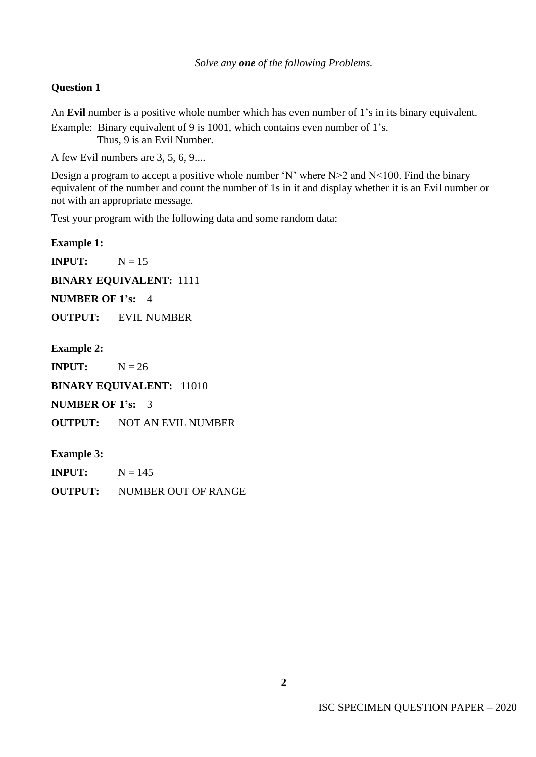*Solve any **one** of the following Problems.*

**Question 1**

An **Evil** number is a positive whole number which has even number of 1's in its binary equivalent.

Example: Binary equivalent of 9 is 1001, which contains even number of 1's.
Thus, 9 is an Evil Number.

A few Evil numbers are 3, 5, 6, 9....

Design a program to accept a positive whole number 'N' where N>2 and N<100. Find the binary equivalent of the number and count the number of 1s in it and display whether it is an Evil number or not with an appropriate message.

Test your program with the following data and some random data:

**Example 1:**

**INPUT:** N = 15

**BINARY EQUIVALENT:** 1111

**NUMBER OF 1's:** 4

**OUTPUT:** EVIL NUMBER

**Example 2:**

**INPUT:** N = 26

**BINARY EQUIVALENT:** 11010

**NUMBER OF 1's:** 3

**OUTPUT:** NOT AN EVIL NUMBER

**Example 3:**

**INPUT:** N = 145

**OUTPUT:** NUMBER OUT OF RANGE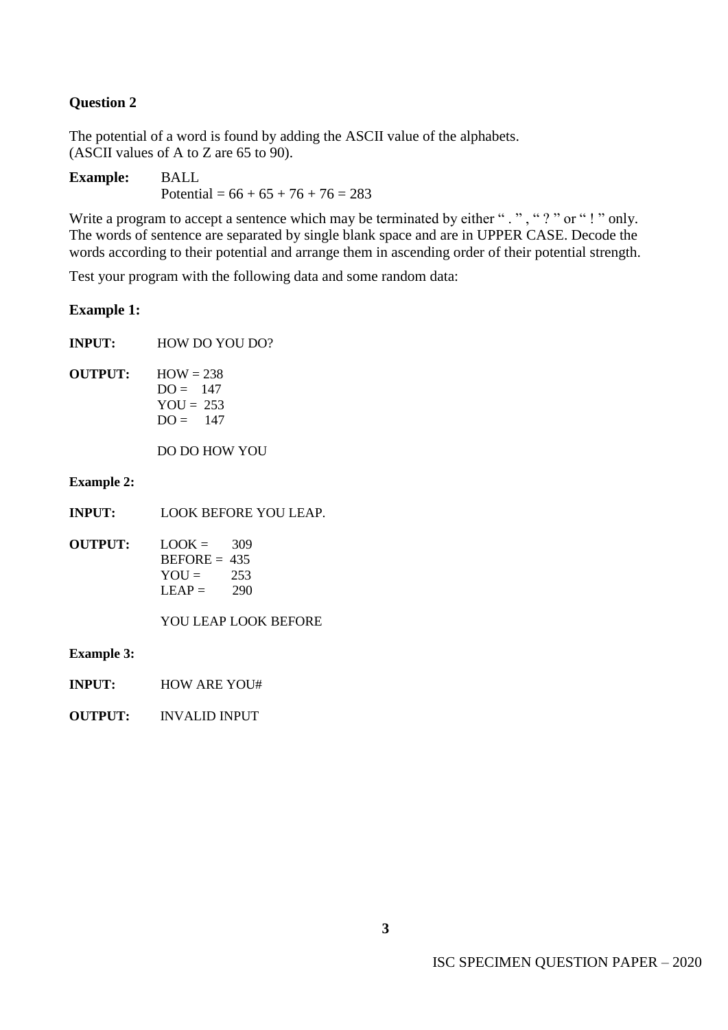**Question 2**

The potential of a word is found by adding the ASCII value of the alphabets.
(ASCII values of A to Z are 65 to 90).

**Example:** BALL
Potential = 66 + 65 + 76 + 76 = 283

Write a program to accept a sentence which may be terminated by either " . " , " ? " or " ! " only. The words of sentence are separated by single blank space and are in UPPER CASE. Decode the words according to their potential and arrange them in ascending order of their potential strength.

Test your program with the following data and some random data:

**Example 1:**

**INPUT:** HOW DO YOU DO?

**OUTPUT:**
HOW = 238
DO = 147
YOU = 253
DO = 147

DO DO HOW YOU

**Example 2:**

**INPUT:** LOOK BEFORE YOU LEAP.

**OUTPUT:**
LOOK = 309
BEFORE = 435
YOU = 253
LEAP = 290

YOU LEAP LOOK BEFORE

**Example 3:**

**INPUT:** HOW ARE YOU#

**OUTPUT:** INVALID INPUT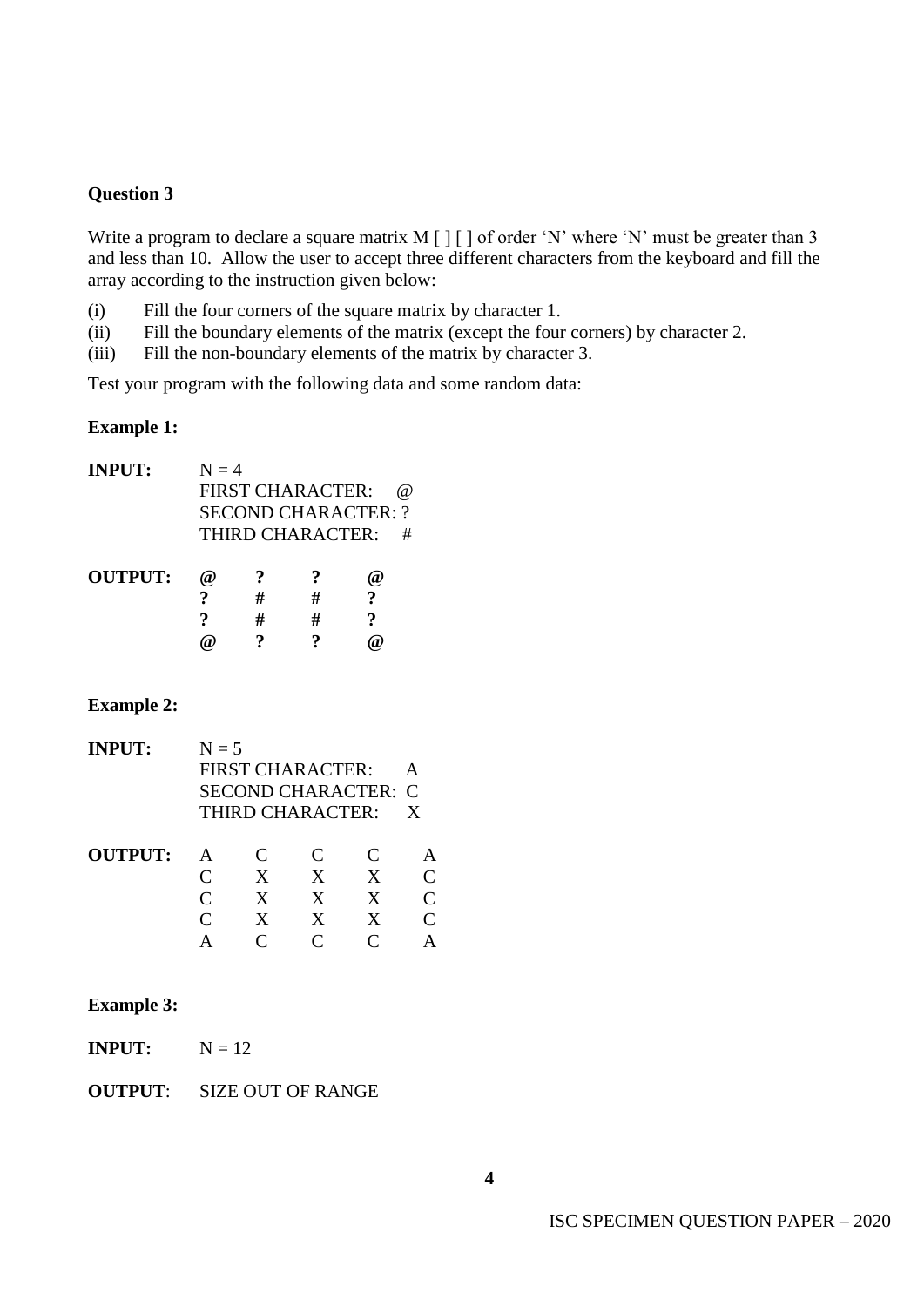**Question 3**

Write a program to declare a square matrix M [ ] [ ] of order 'N' where 'N' must be greater than 3 and less than 10. Allow the user to accept three different characters from the keyboard and fill the array according to the instruction given below:

(i) Fill the four corners of the square matrix by character 1.
(ii) Fill the boundary elements of the matrix (except the four corners) by character 2.
(iii) Fill the non-boundary elements of the matrix by character 3.

Test your program with the following data and some random data:

**Example 1:**

**INPUT:** N = 4
FIRST CHARACTER: @
SECOND CHARACTER: ?
THIRD CHARACTER: #

**OUTPUT:**

| | | | |
|---|---|---|---|
| **@** | **?** | **?** | **@** |
| **?** | **#** | **#** | **?** |
| **?** | **#** | **#** | **?** |
| **@** | **?** | **?** | **@** |

**Example 2:**

**INPUT:** N = 5
FIRST CHARACTER: A
SECOND CHARACTER: C
THIRD CHARACTER: X

**OUTPUT:**

| | | | | |
|---|---|---|---|---|
| A | C | C | C | A |
| C | X | X | X | C |
| C | X | X | X | C |
| C | X | X | X | C |
| A | C | C | C | A |

**Example 3:**

**INPUT:** N = 12

**OUTPUT**: SIZE OUT OF RANGE